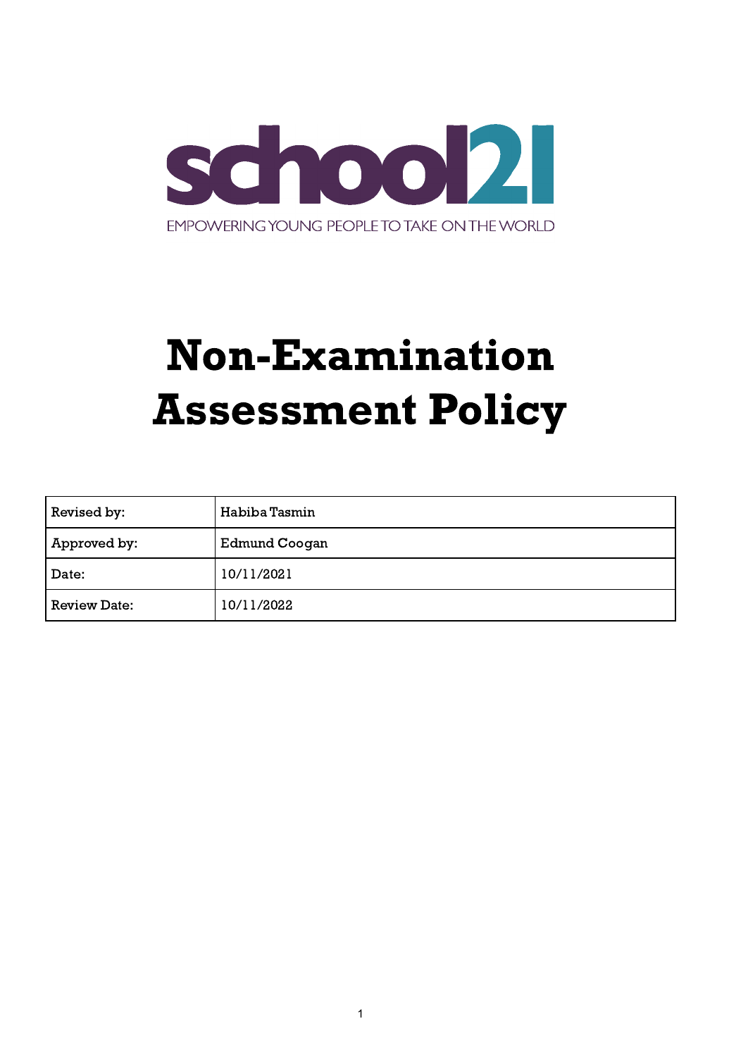school21

EMPOWERING YOUNG PEOPLE TO TAKE ON THE WORLD

# Non-Examination Assessment Policy

| Revised by: | Habiba Tasmin |
|---|---|
| Approved by: | Edmund Coogan |
| Date: | 10/11/2021 |
| Review Date: | 10/11/2022 |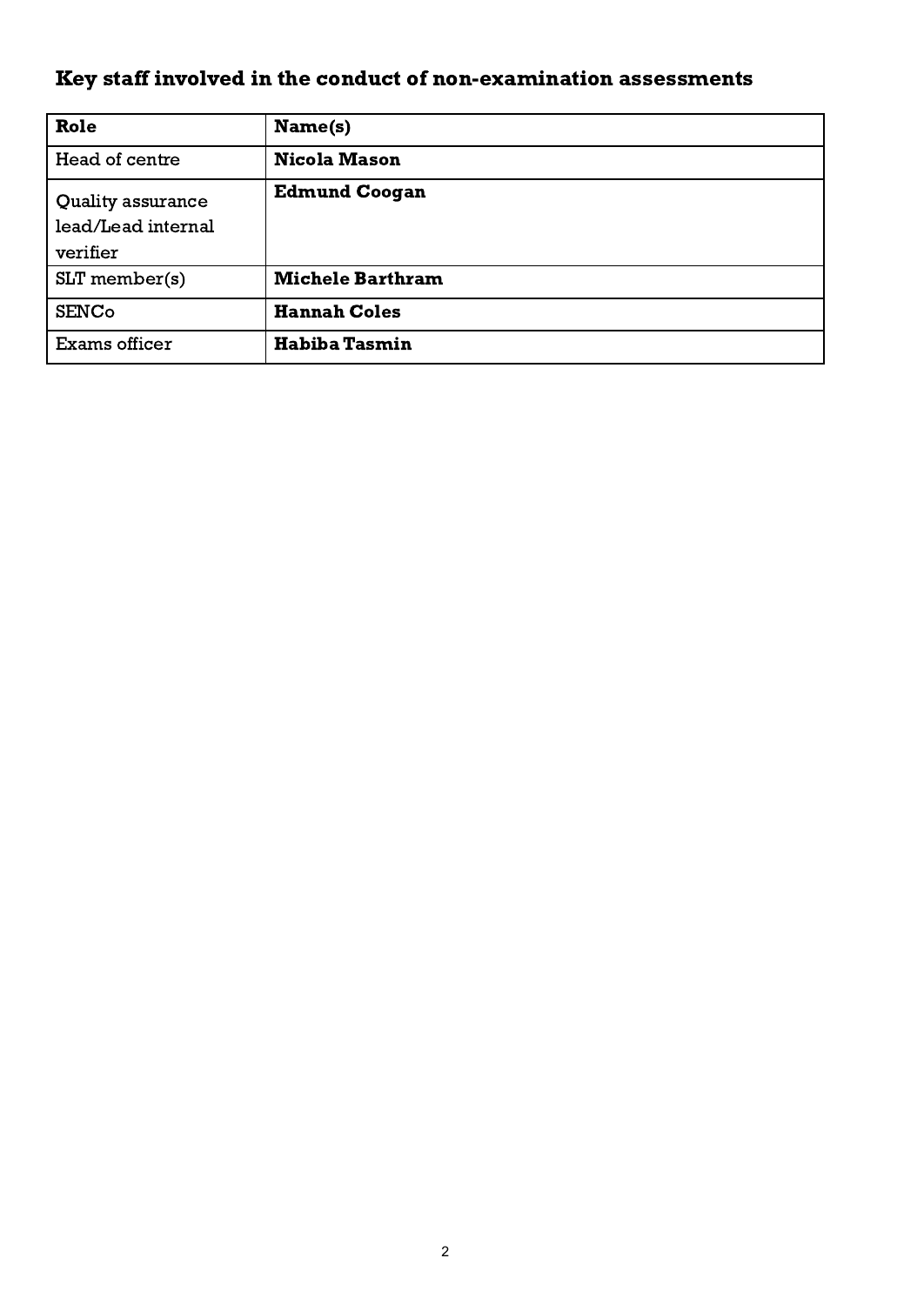## Key staff involved in the conduct of non-examination assessments

| **Role** | **Name(s)** |
|---|---|
| Head of centre | **Nicola Mason** |
| Quality assurance lead/Lead internal verifier | **Edmund Coogan** |
| SLT member(s) | **Michele Barthram** |
| SENCo | **Hannah Coles** |
| Exams officer | **Habiba Tasmin** |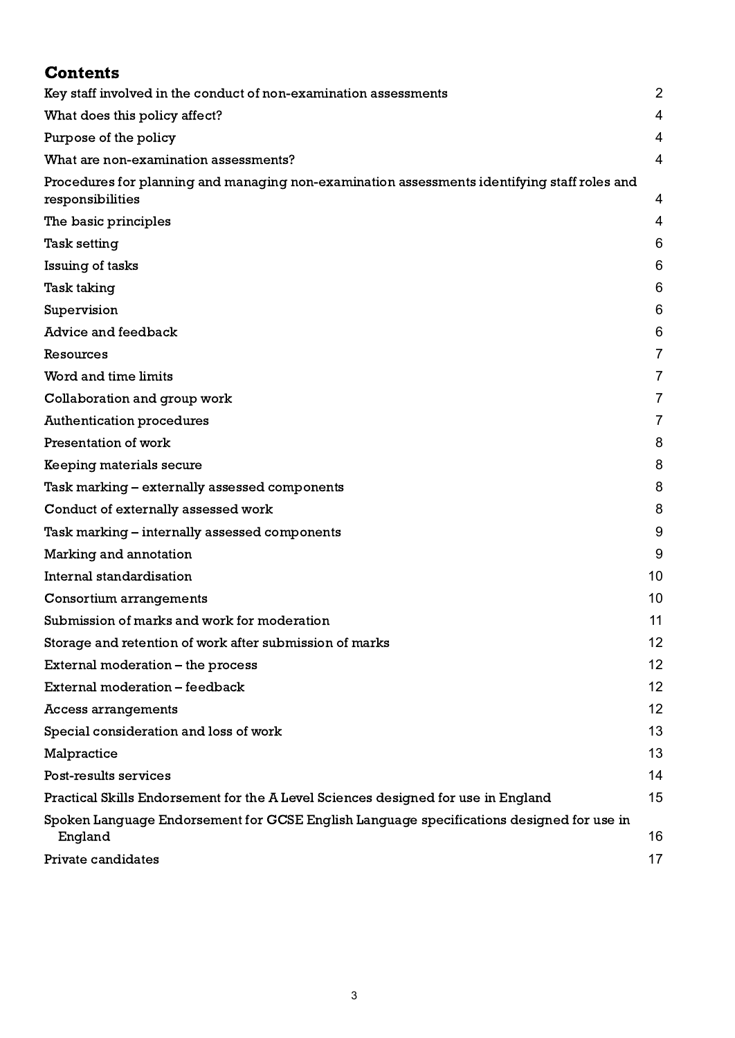## Contents

| | |
|---|---|
| Key staff involved in the conduct of non-examination assessments | 2 |
| What does this policy affect? | 4 |
| Purpose of the policy | 4 |
| What are non-examination assessments? | 4 |
| Procedures for planning and managing non-examination assessments identifying staff roles and responsibilities | 4 |
| The basic principles | 4 |
| Task setting | 6 |
| Issuing of tasks | 6 |
| Task taking | 6 |
| Supervision | 6 |
| Advice and feedback | 6 |
| Resources | 7 |
| Word and time limits | 7 |
| Collaboration and group work | 7 |
| Authentication procedures | 7 |
| Presentation of work | 8 |
| Keeping materials secure | 8 |
| Task marking – externally assessed components | 8 |
| Conduct of externally assessed work | 8 |
| Task marking – internally assessed components | 9 |
| Marking and annotation | 9 |
| Internal standardisation | 10 |
| Consortium arrangements | 10 |
| Submission of marks and work for moderation | 11 |
| Storage and retention of work after submission of marks | 12 |
| External moderation – the process | 12 |
| External moderation – feedback | 12 |
| Access arrangements | 12 |
| Special consideration and loss of work | 13 |
| Malpractice | 13 |
| Post-results services | 14 |
| Practical Skills Endorsement for the A Level Sciences designed for use in England | 15 |
| Spoken Language Endorsement for GCSE English Language specifications designed for use in England | 16 |
| Private candidates | 17 |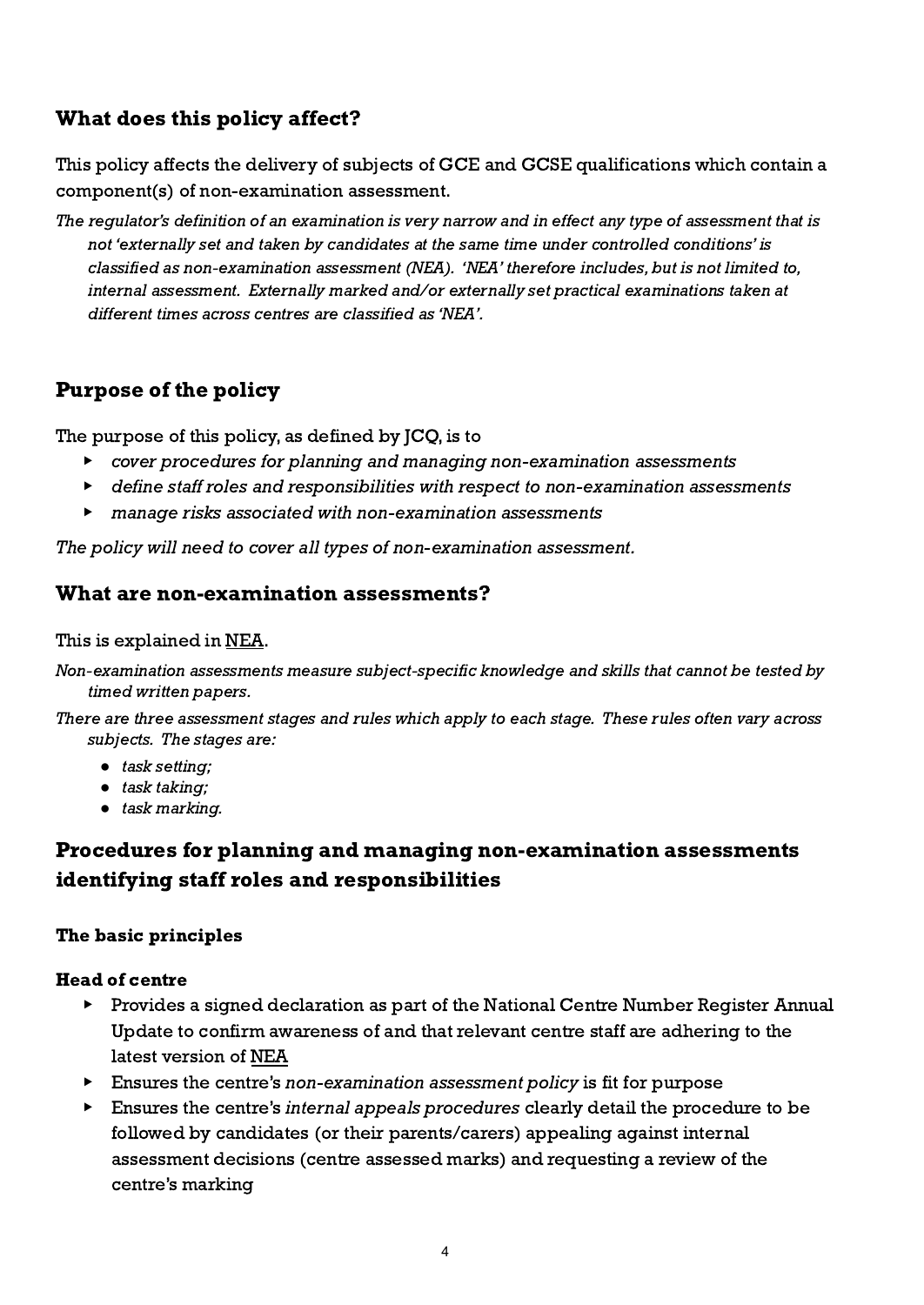## What does this policy affect?

This policy affects the delivery of subjects of GCE and GCSE qualifications which contain a component(s) of non-examination assessment.

*The regulator's definition of an examination is very narrow and in effect any type of assessment that is not 'externally set and taken by candidates at the same time under controlled conditions' is classified as non-examination assessment (NEA). 'NEA' therefore includes, but is not limited to, internal assessment. Externally marked and/or externally set practical examinations taken at different times across centres are classified as 'NEA'.*

## Purpose of the policy

The purpose of this policy, as defined by JCQ, is to

- *cover procedures for planning and managing non-examination assessments*
- *define staff roles and responsibilities with respect to non-examination assessments*
- *manage risks associated with non-examination assessments*

*The policy will need to cover all types of non-examination assessment.*

## What are non-examination assessments?

This is explained in NEA.

*Non-examination assessments measure subject-specific knowledge and skills that cannot be tested by timed written papers.*

*There are three assessment stages and rules which apply to each stage. These rules often vary across subjects. The stages are:*

- *task setting;*
- *task taking;*
- *task marking.*

## Procedures for planning and managing non-examination assessments identifying staff roles and responsibilities

### The basic principles

#### Head of centre

- Provides a signed declaration as part of the National Centre Number Register Annual Update to confirm awareness of and that relevant centre staff are adhering to the latest version of NEA
- Ensures the centre's *non-examination assessment policy* is fit for purpose
- Ensures the centre's *internal appeals procedures* clearly detail the procedure to be followed by candidates (or their parents/carers) appealing against internal assessment decisions (centre assessed marks) and requesting a review of the centre's marking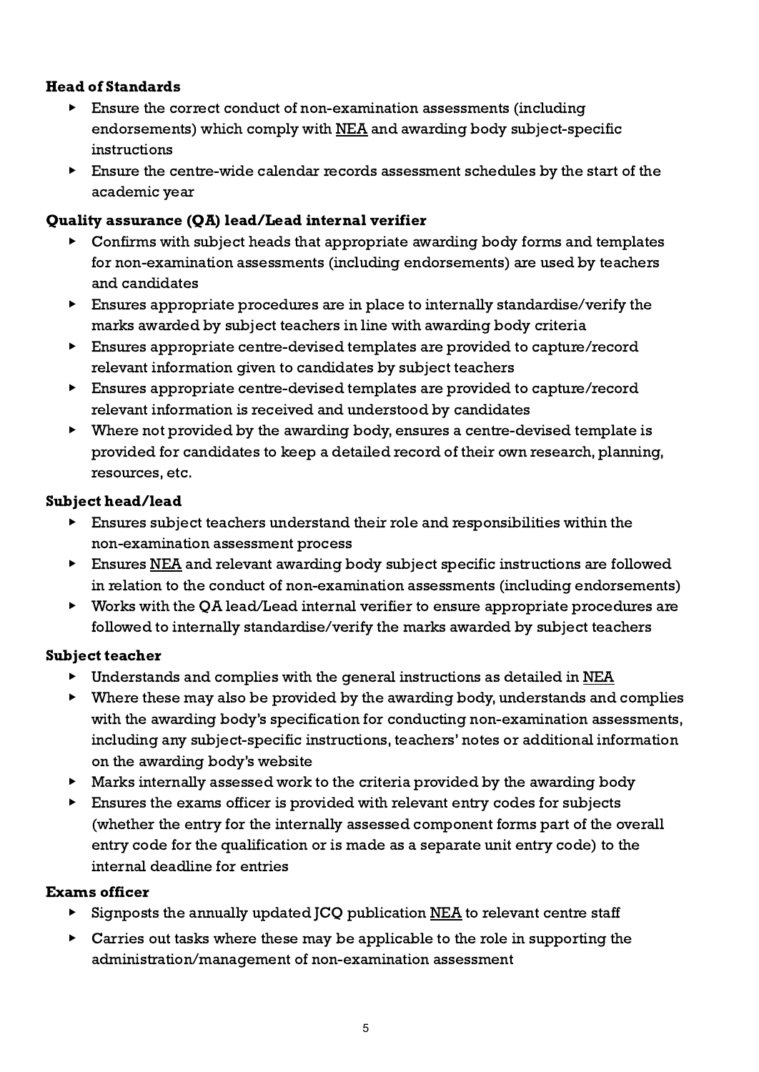**Head of Standards**

- Ensure the correct conduct of non-examination assessments (including endorsements) which comply with NEA and awarding body subject-specific instructions
- Ensure the centre-wide calendar records assessment schedules by the start of the academic year

**Quality assurance (QA) lead/Lead internal verifier**

- Confirms with subject heads that appropriate awarding body forms and templates for non-examination assessments (including endorsements) are used by teachers and candidates
- Ensures appropriate procedures are in place to internally standardise/verify the marks awarded by subject teachers in line with awarding body criteria
- Ensures appropriate centre-devised templates are provided to capture/record relevant information given to candidates by subject teachers
- Ensures appropriate centre-devised templates are provided to capture/record relevant information is received and understood by candidates
- Where not provided by the awarding body, ensures a centre-devised template is provided for candidates to keep a detailed record of their own research, planning, resources, etc.

**Subject head/lead**

- Ensures subject teachers understand their role and responsibilities within the non-examination assessment process
- Ensures NEA and relevant awarding body subject specific instructions are followed in relation to the conduct of non-examination assessments (including endorsements)
- Works with the QA lead/Lead internal verifier to ensure appropriate procedures are followed to internally standardise/verify the marks awarded by subject teachers

**Subject teacher**

- Understands and complies with the general instructions as detailed in NEA
- Where these may also be provided by the awarding body, understands and complies with the awarding body's specification for conducting non-examination assessments, including any subject-specific instructions, teachers' notes or additional information on the awarding body's website
- Marks internally assessed work to the criteria provided by the awarding body
- Ensures the exams officer is provided with relevant entry codes for subjects (whether the entry for the internally assessed component forms part of the overall entry code for the qualification or is made as a separate unit entry code) to the internal deadline for entries

**Exams officer**

- Signposts the annually updated JCQ publication NEA to relevant centre staff
- Carries out tasks where these may be applicable to the role in supporting the administration/management of non-examination assessment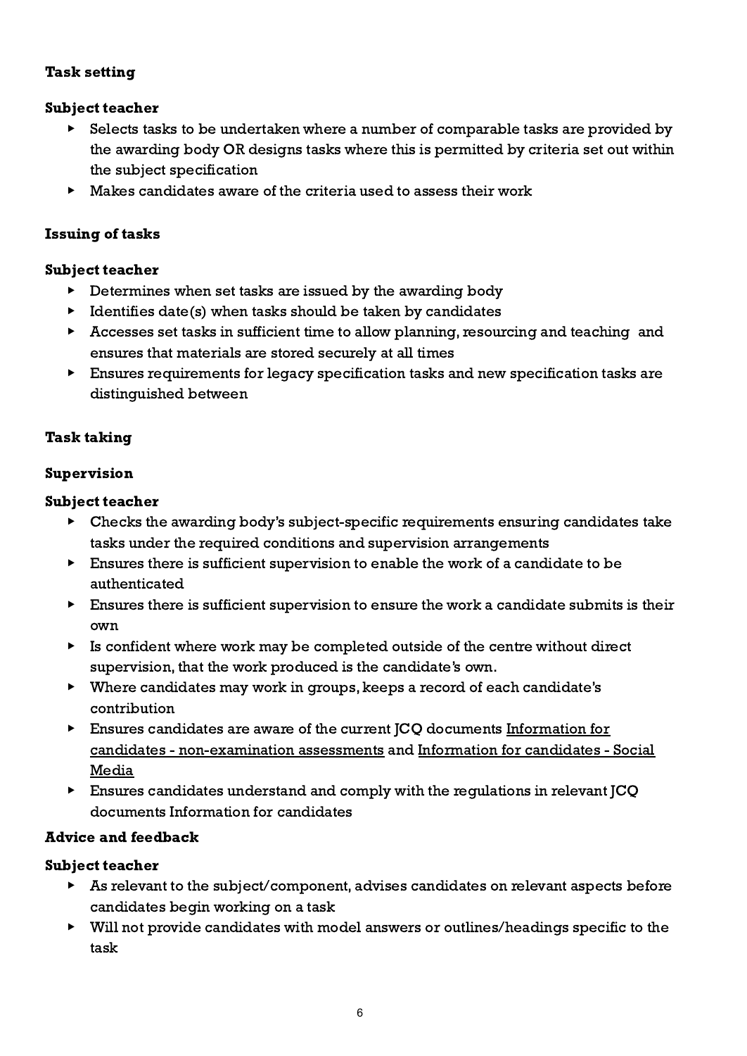**Task setting**

**Subject teacher**

- Selects tasks to be undertaken where a number of comparable tasks are provided by the awarding body OR designs tasks where this is permitted by criteria set out within the subject specification
- Makes candidates aware of the criteria used to assess their work

**Issuing of tasks**

**Subject teacher**

- Determines when set tasks are issued by the awarding body
- Identifies date(s) when tasks should be taken by candidates
- Accesses set tasks in sufficient time to allow planning, resourcing and teaching and ensures that materials are stored securely at all times
- Ensures requirements for legacy specification tasks and new specification tasks are distinguished between

**Task taking**

**Supervision**

**Subject teacher**

- Checks the awarding body's subject-specific requirements ensuring candidates take tasks under the required conditions and supervision arrangements
- Ensures there is sufficient supervision to enable the work of a candidate to be authenticated
- Ensures there is sufficient supervision to ensure the work a candidate submits is their own
- Is confident where work may be completed outside of the centre without direct supervision, that the work produced is the candidate's own.
- Where candidates may work in groups, keeps a record of each candidate's contribution
- Ensures candidates are aware of the current JCQ documents Information for candidates - non-examination assessments and Information for candidates - Social Media
- Ensures candidates understand and comply with the regulations in relevant JCQ documents Information for candidates

**Advice and feedback**

**Subject teacher**

- As relevant to the subject/component, advises candidates on relevant aspects before candidates begin working on a task
- Will not provide candidates with model answers or outlines/headings specific to the task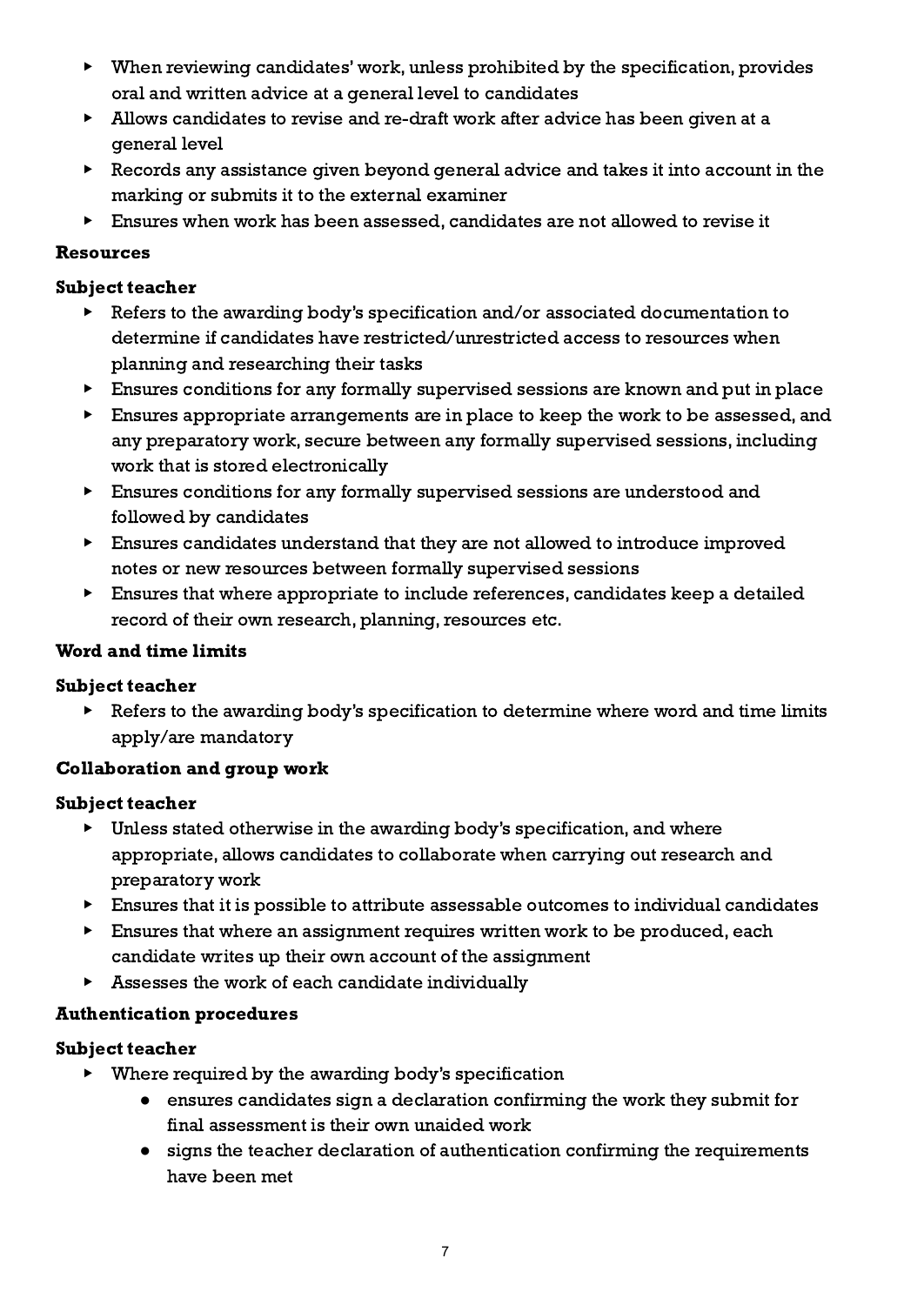- When reviewing candidates' work, unless prohibited by the specification, provides oral and written advice at a general level to candidates
- Allows candidates to revise and re-draft work after advice has been given at a general level
- Records any assistance given beyond general advice and takes it into account in the marking or submits it to the external examiner
- Ensures when work has been assessed, candidates are not allowed to revise it

**Resources**

**Subject teacher**

- Refers to the awarding body's specification and/or associated documentation to determine if candidates have restricted/unrestricted access to resources when planning and researching their tasks
- Ensures conditions for any formally supervised sessions are known and put in place
- Ensures appropriate arrangements are in place to keep the work to be assessed, and any preparatory work, secure between any formally supervised sessions, including work that is stored electronically
- Ensures conditions for any formally supervised sessions are understood and followed by candidates
- Ensures candidates understand that they are not allowed to introduce improved notes or new resources between formally supervised sessions
- Ensures that where appropriate to include references, candidates keep a detailed record of their own research, planning, resources etc.

**Word and time limits**

**Subject teacher**

- Refers to the awarding body's specification to determine where word and time limits apply/are mandatory

**Collaboration and group work**

**Subject teacher**

- Unless stated otherwise in the awarding body's specification, and where appropriate, allows candidates to collaborate when carrying out research and preparatory work
- Ensures that it is possible to attribute assessable outcomes to individual candidates
- Ensures that where an assignment requires written work to be produced, each candidate writes up their own account of the assignment
- Assesses the work of each candidate individually

**Authentication procedures**

**Subject teacher**

- Where required by the awarding body's specification
    - ensures candidates sign a declaration confirming the work they submit for final assessment is their own unaided work
    - signs the teacher declaration of authentication confirming the requirements have been met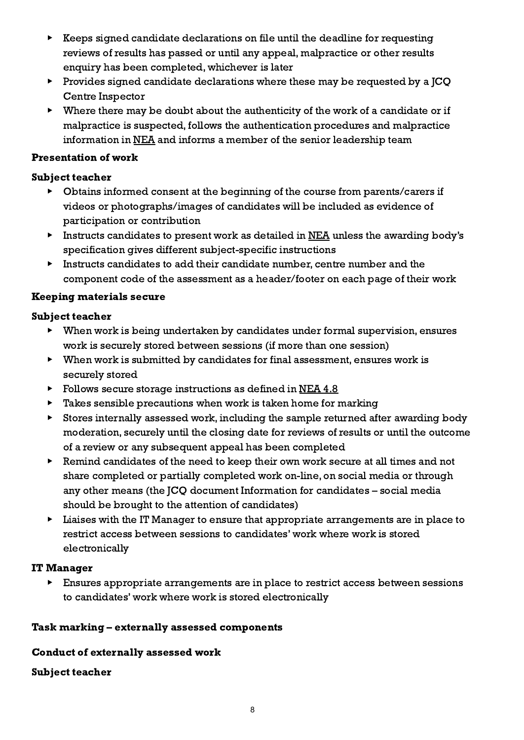- Keeps signed candidate declarations on file until the deadline for requesting reviews of results has passed or until any appeal, malpractice or other results enquiry has been completed, whichever is later
- Provides signed candidate declarations where these may be requested by a JCQ Centre Inspector
- Where there may be doubt about the authenticity of the work of a candidate or if malpractice is suspected, follows the authentication procedures and malpractice information in NEA and informs a member of the senior leadership team

**Presentation of work**

**Subject teacher**

- Obtains informed consent at the beginning of the course from parents/carers if videos or photographs/images of candidates will be included as evidence of participation or contribution
- Instructs candidates to present work as detailed in NEA unless the awarding body's specification gives different subject-specific instructions
- Instructs candidates to add their candidate number, centre number and the component code of the assessment as a header/footer on each page of their work

**Keeping materials secure**

**Subject teacher**

- When work is being undertaken by candidates under formal supervision, ensures work is securely stored between sessions (if more than one session)
- When work is submitted by candidates for final assessment, ensures work is securely stored
- Follows secure storage instructions as defined in NEA 4.8
- Takes sensible precautions when work is taken home for marking
- Stores internally assessed work, including the sample returned after awarding body moderation, securely until the closing date for reviews of results or until the outcome of a review or any subsequent appeal has been completed
- Remind candidates of the need to keep their own work secure at all times and not share completed or partially completed work on-line, on social media or through any other means (the JCQ document Information for candidates – social media should be brought to the attention of candidates)
- Liaises with the IT Manager to ensure that appropriate arrangements are in place to restrict access between sessions to candidates' work where work is stored electronically

**IT Manager**

- Ensures appropriate arrangements are in place to restrict access between sessions to candidates' work where work is stored electronically

**Task marking – externally assessed components**

**Conduct of externally assessed work**

**Subject teacher**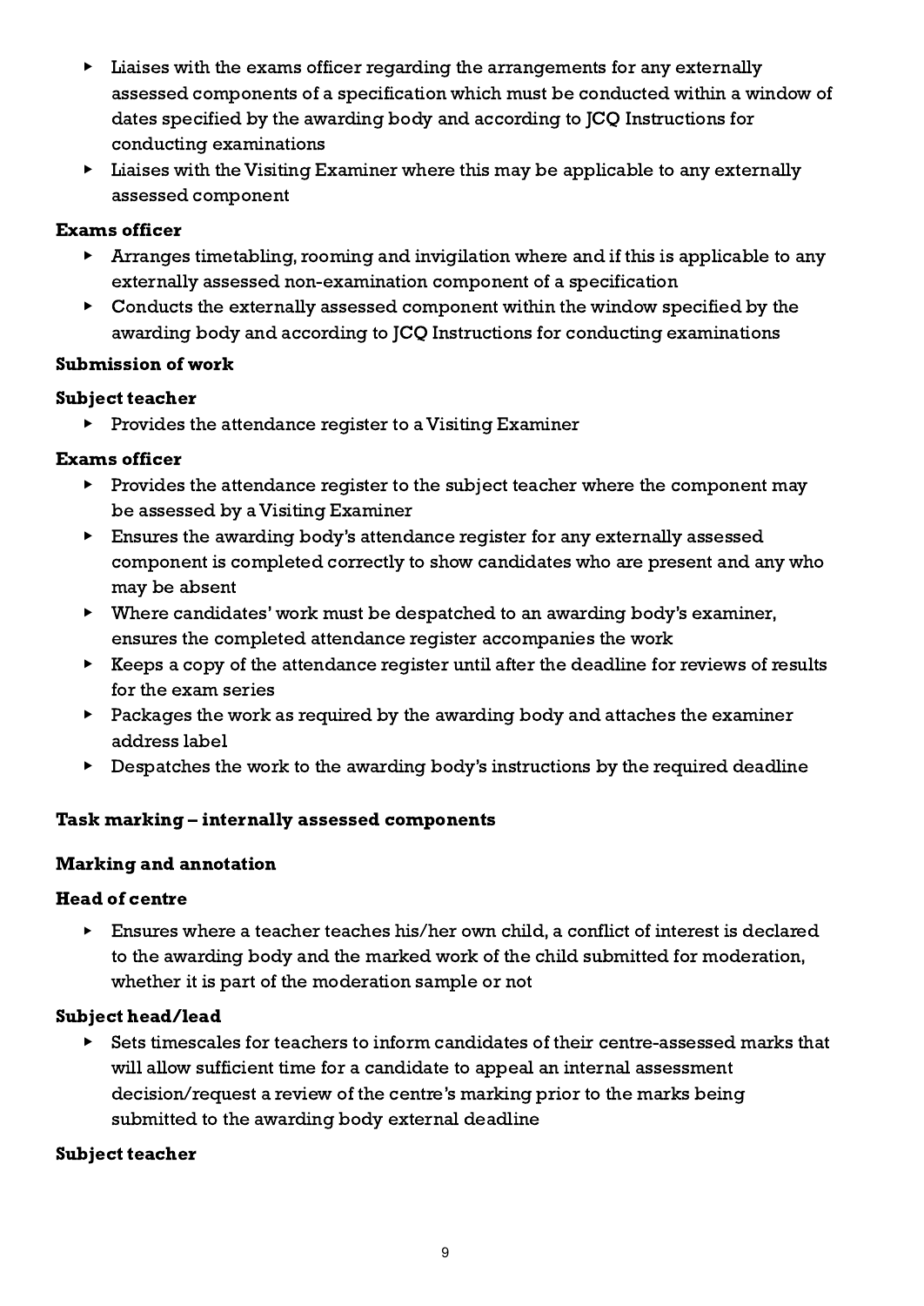- Liaises with the exams officer regarding the arrangements for any externally assessed components of a specification which must be conducted within a window of dates specified by the awarding body and according to JCQ Instructions for conducting examinations
- Liaises with the Visiting Examiner where this may be applicable to any externally assessed component

**Exams officer**

- Arranges timetabling, rooming and invigilation where and if this is applicable to any externally assessed non-examination component of a specification
- Conducts the externally assessed component within the window specified by the awarding body and according to JCQ Instructions for conducting examinations

**Submission of work**

**Subject teacher**

- Provides the attendance register to a Visiting Examiner

**Exams officer**

- Provides the attendance register to the subject teacher where the component may be assessed by a Visiting Examiner
- Ensures the awarding body's attendance register for any externally assessed component is completed correctly to show candidates who are present and any who may be absent
- Where candidates' work must be despatched to an awarding body's examiner, ensures the completed attendance register accompanies the work
- Keeps a copy of the attendance register until after the deadline for reviews of results for the exam series
- Packages the work as required by the awarding body and attaches the examiner address label
- Despatches the work to the awarding body's instructions by the required deadline

**Task marking – internally assessed components**

**Marking and annotation**

**Head of centre**

- Ensures where a teacher teaches his/her own child, a conflict of interest is declared to the awarding body and the marked work of the child submitted for moderation, whether it is part of the moderation sample or not

**Subject head/lead**

- Sets timescales for teachers to inform candidates of their centre-assessed marks that will allow sufficient time for a candidate to appeal an internal assessment decision/request a review of the centre's marking prior to the marks being submitted to the awarding body external deadline

**Subject teacher**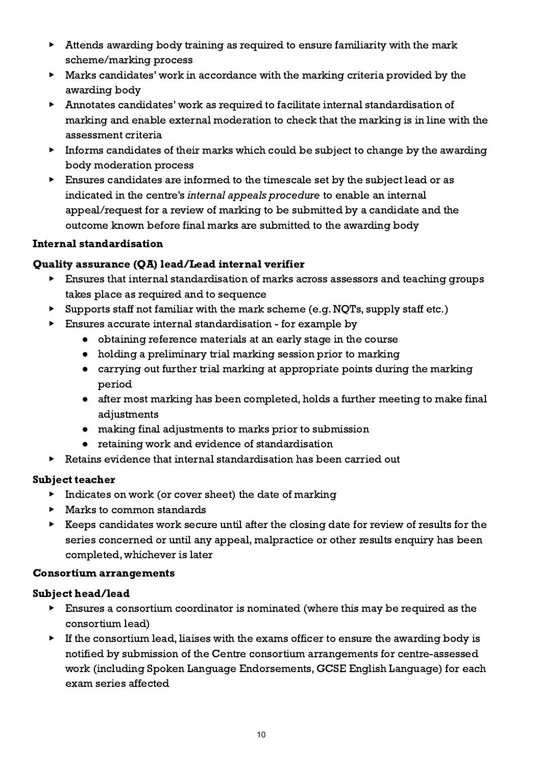- Attends awarding body training as required to ensure familiarity with the mark scheme/marking process
- Marks candidates' work in accordance with the marking criteria provided by the awarding body
- Annotates candidates' work as required to facilitate internal standardisation of marking and enable external moderation to check that the marking is in line with the assessment criteria
- Informs candidates of their marks which could be subject to change by the awarding body moderation process
- Ensures candidates are informed to the timescale set by the subject lead or as indicated in the centre's *internal appeals procedure* to enable an internal appeal/request for a review of marking to be submitted by a candidate and the outcome known before final marks are submitted to the awarding body

**Internal standardisation**

**Quality assurance (QA) lead/Lead internal verifier**

- Ensures that internal standardisation of marks across assessors and teaching groups takes place as required and to sequence
- Supports staff not familiar with the mark scheme (e.g. NQTs, supply staff etc.)
- Ensures accurate internal standardisation - for example by
    - obtaining reference materials at an early stage in the course
    - holding a preliminary trial marking session prior to marking
    - carrying out further trial marking at appropriate points during the marking period
    - after most marking has been completed, holds a further meeting to make final adjustments
    - making final adjustments to marks prior to submission
    - retaining work and evidence of standardisation
- Retains evidence that internal standardisation has been carried out

**Subject teacher**

- Indicates on work (or cover sheet) the date of marking
- Marks to common standards
- Keeps candidates work secure until after the closing date for review of results for the series concerned or until any appeal, malpractice or other results enquiry has been completed, whichever is later

**Consortium arrangements**

**Subject head/lead**

- Ensures a consortium coordinator is nominated (where this may be required as the consortium lead)
- If the consortium lead, liaises with the exams officer to ensure the awarding body is notified by submission of the Centre consortium arrangements for centre-assessed work (including Spoken Language Endorsements, GCSE English Language) for each exam series affected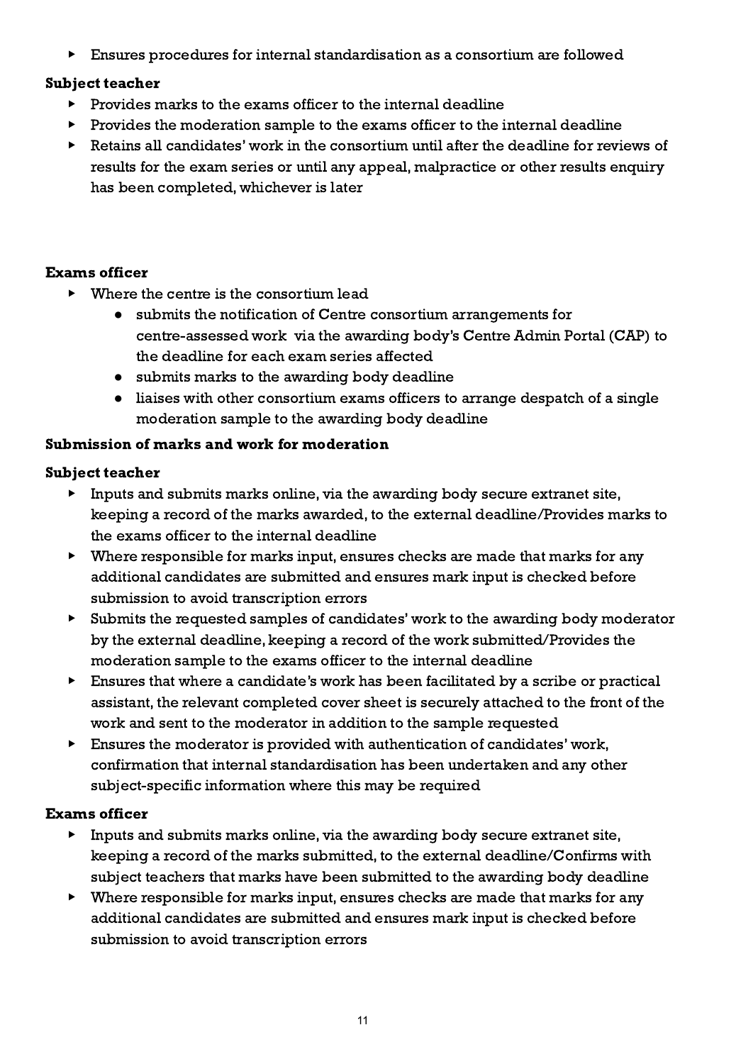- Ensures procedures for internal standardisation as a consortium are followed

**Subject teacher**

- Provides marks to the exams officer to the internal deadline
- Provides the moderation sample to the exams officer to the internal deadline
- Retains all candidates' work in the consortium until after the deadline for reviews of results for the exam series or until any appeal, malpractice or other results enquiry has been completed, whichever is later

**Exams officer**

- Where the centre is the consortium lead
  - submits the notification of Centre consortium arrangements for centre-assessed work via the awarding body's Centre Admin Portal (CAP) to the deadline for each exam series affected
  - submits marks to the awarding body deadline
  - liaises with other consortium exams officers to arrange despatch of a single moderation sample to the awarding body deadline

**Submission of marks and work for moderation**

**Subject teacher**

- Inputs and submits marks online, via the awarding body secure extranet site, keeping a record of the marks awarded, to the external deadline/Provides marks to the exams officer to the internal deadline
- Where responsible for marks input, ensures checks are made that marks for any additional candidates are submitted and ensures mark input is checked before submission to avoid transcription errors
- Submits the requested samples of candidates' work to the awarding body moderator by the external deadline, keeping a record of the work submitted/Provides the moderation sample to the exams officer to the internal deadline
- Ensures that where a candidate's work has been facilitated by a scribe or practical assistant, the relevant completed cover sheet is securely attached to the front of the work and sent to the moderator in addition to the sample requested
- Ensures the moderator is provided with authentication of candidates' work, confirmation that internal standardisation has been undertaken and any other subject-specific information where this may be required

**Exams officer**

- Inputs and submits marks online, via the awarding body secure extranet site, keeping a record of the marks submitted, to the external deadline/Confirms with subject teachers that marks have been submitted to the awarding body deadline
- Where responsible for marks input, ensures checks are made that marks for any additional candidates are submitted and ensures mark input is checked before submission to avoid transcription errors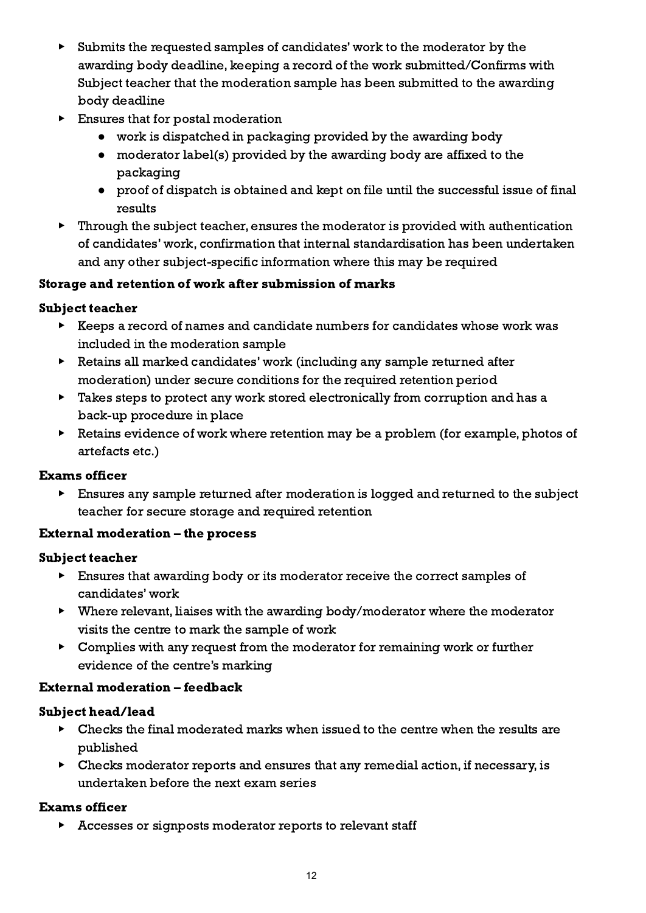- Submits the requested samples of candidates' work to the moderator by the awarding body deadline, keeping a record of the work submitted/Confirms with Subject teacher that the moderation sample has been submitted to the awarding body deadline
- Ensures that for postal moderation
    - work is dispatched in packaging provided by the awarding body
    - moderator label(s) provided by the awarding body are affixed to the packaging
    - proof of dispatch is obtained and kept on file until the successful issue of final results
- Through the subject teacher, ensures the moderator is provided with authentication of candidates' work, confirmation that internal standardisation has been undertaken and any other subject-specific information where this may be required

**Storage and retention of work after submission of marks**

**Subject teacher**

- Keeps a record of names and candidate numbers for candidates whose work was included in the moderation sample
- Retains all marked candidates' work (including any sample returned after moderation) under secure conditions for the required retention period
- Takes steps to protect any work stored electronically from corruption and has a back-up procedure in place
- Retains evidence of work where retention may be a problem (for example, photos of artefacts etc.)

**Exams officer**

- Ensures any sample returned after moderation is logged and returned to the subject teacher for secure storage and required retention

**External moderation – the process**

**Subject teacher**

- Ensures that awarding body or its moderator receive the correct samples of candidates' work
- Where relevant, liaises with the awarding body/moderator where the moderator visits the centre to mark the sample of work
- Complies with any request from the moderator for remaining work or further evidence of the centre's marking

**External moderation – feedback**

**Subject head/lead**

- Checks the final moderated marks when issued to the centre when the results are published
- Checks moderator reports and ensures that any remedial action, if necessary, is undertaken before the next exam series

**Exams officer**

- Accesses or signposts moderator reports to relevant staff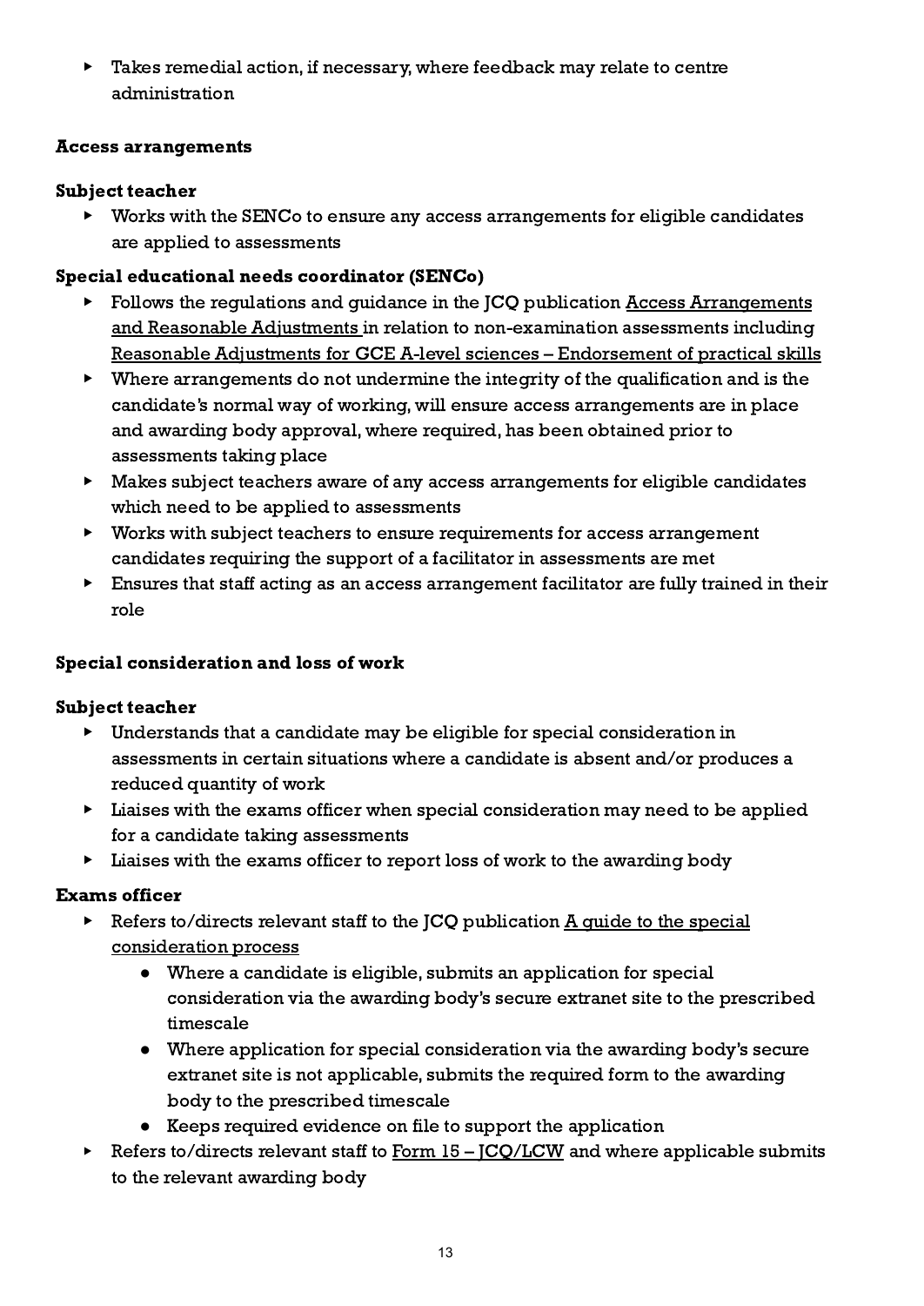- Takes remedial action, if necessary, where feedback may relate to centre administration

**Access arrangements**

**Subject teacher**

- Works with the SENCo to ensure any access arrangements for eligible candidates are applied to assessments

**Special educational needs coordinator (SENCo)**

- Follows the regulations and guidance in the JCQ publication Access Arrangements and Reasonable Adjustments in relation to non-examination assessments including Reasonable Adjustments for GCE A-level sciences – Endorsement of practical skills
- Where arrangements do not undermine the integrity of the qualification and is the candidate's normal way of working, will ensure access arrangements are in place and awarding body approval, where required, has been obtained prior to assessments taking place
- Makes subject teachers aware of any access arrangements for eligible candidates which need to be applied to assessments
- Works with subject teachers to ensure requirements for access arrangement candidates requiring the support of a facilitator in assessments are met
- Ensures that staff acting as an access arrangement facilitator are fully trained in their role

**Special consideration and loss of work**

**Subject teacher**

- Understands that a candidate may be eligible for special consideration in assessments in certain situations where a candidate is absent and/or produces a reduced quantity of work
- Liaises with the exams officer when special consideration may need to be applied for a candidate taking assessments
- Liaises with the exams officer to report loss of work to the awarding body

**Exams officer**

- Refers to/directs relevant staff to the JCQ publication A guide to the special consideration process
    - Where a candidate is eligible, submits an application for special consideration via the awarding body's secure extranet site to the prescribed timescale
    - Where application for special consideration via the awarding body's secure extranet site is not applicable, submits the required form to the awarding body to the prescribed timescale
    - Keeps required evidence on file to support the application
- Refers to/directs relevant staff to Form 15 – JCQ/LCW and where applicable submits to the relevant awarding body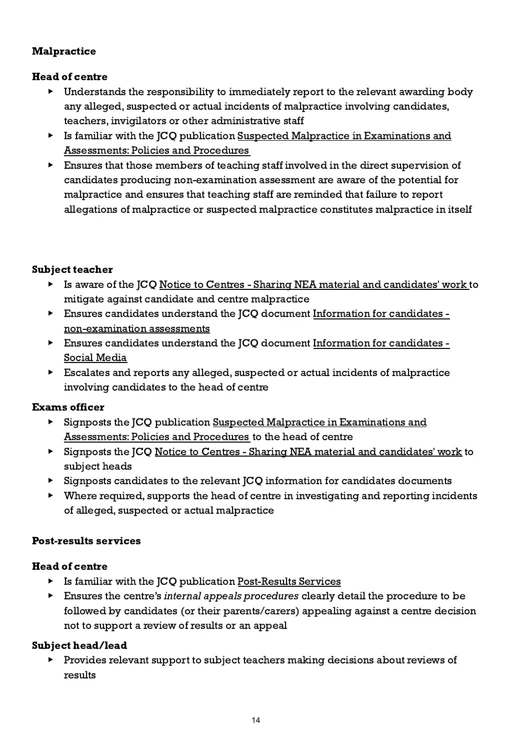## Malpractice

### Head of centre

- Understands the responsibility to immediately report to the relevant awarding body any alleged, suspected or actual incidents of malpractice involving candidates, teachers, invigilators or other administrative staff
- Is familiar with the JCQ publication Suspected Malpractice in Examinations and Assessments: Policies and Procedures
- Ensures that those members of teaching staff involved in the direct supervision of candidates producing non-examination assessment are aware of the potential for malpractice and ensures that teaching staff are reminded that failure to report allegations of malpractice or suspected malpractice constitutes malpractice in itself

### Subject teacher

- Is aware of the JCQ Notice to Centres - Sharing NEA material and candidates' work to mitigate against candidate and centre malpractice
- Ensures candidates understand the JCQ document Information for candidates - non-examination assessments
- Ensures candidates understand the JCQ document Information for candidates - Social Media
- Escalates and reports any alleged, suspected or actual incidents of malpractice involving candidates to the head of centre

### Exams officer

- Signposts the JCQ publication Suspected Malpractice in Examinations and Assessments: Policies and Procedures to the head of centre
- Signposts the JCQ Notice to Centres - Sharing NEA material and candidates' work to subject heads
- Signposts candidates to the relevant JCQ information for candidates documents
- Where required, supports the head of centre in investigating and reporting incidents of alleged, suspected or actual malpractice

## Post-results services

### Head of centre

- Is familiar with the JCQ publication Post-Results Services
- Ensures the centre's *internal appeals procedures* clearly detail the procedure to be followed by candidates (or their parents/carers) appealing against a centre decision not to support a review of results or an appeal

### Subject head/lead

- Provides relevant support to subject teachers making decisions about reviews of results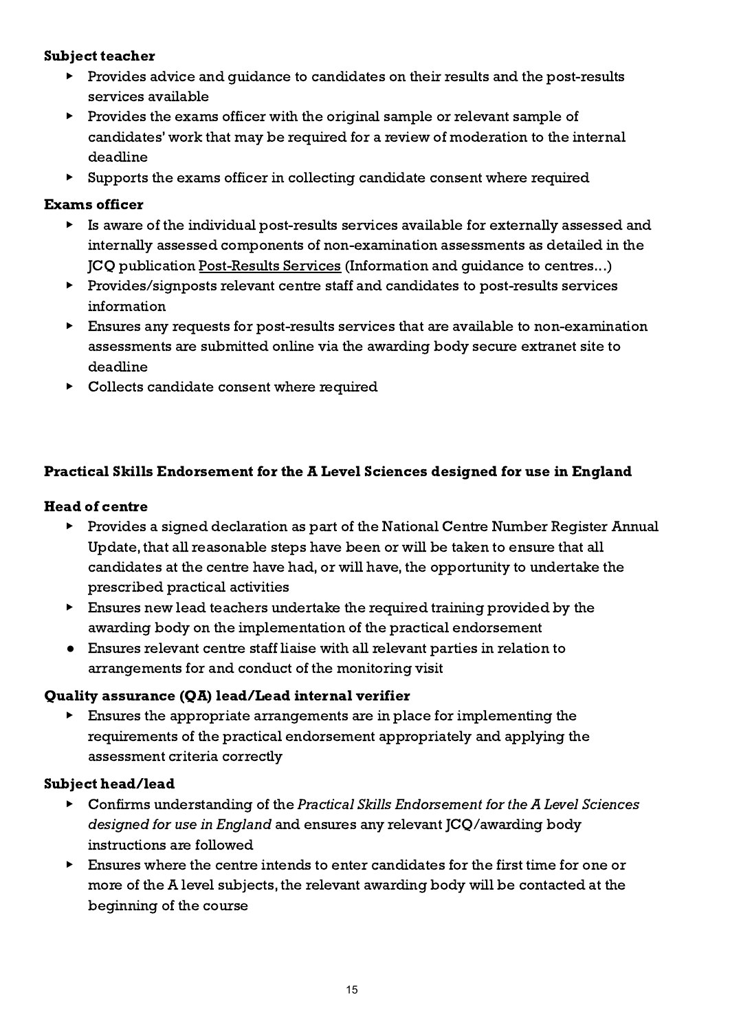**Subject teacher**

- Provides advice and guidance to candidates on their results and the post-results services available
- Provides the exams officer with the original sample or relevant sample of candidates' work that may be required for a review of moderation to the internal deadline
- Supports the exams officer in collecting candidate consent where required

**Exams officer**

- Is aware of the individual post-results services available for externally assessed and internally assessed components of non-examination assessments as detailed in the JCQ publication Post-Results Services (Information and guidance to centres...)
- Provides/signposts relevant centre staff and candidates to post-results services information
- Ensures any requests for post-results services that are available to non-examination assessments are submitted online via the awarding body secure extranet site to deadline
- Collects candidate consent where required

**Practical Skills Endorsement for the A Level Sciences designed for use in England**

**Head of centre**

- Provides a signed declaration as part of the National Centre Number Register Annual Update, that all reasonable steps have been or will be taken to ensure that all candidates at the centre have had, or will have, the opportunity to undertake the prescribed practical activities
- Ensures new lead teachers undertake the required training provided by the awarding body on the implementation of the practical endorsement
- Ensures relevant centre staff liaise with all relevant parties in relation to arrangements for and conduct of the monitoring visit

**Quality assurance (QA) lead/Lead internal verifier**

- Ensures the appropriate arrangements are in place for implementing the requirements of the practical endorsement appropriately and applying the assessment criteria correctly

**Subject head/lead**

- Confirms understanding of the *Practical Skills Endorsement for the A Level Sciences designed for use in England* and ensures any relevant JCQ/awarding body instructions are followed
- Ensures where the centre intends to enter candidates for the first time for one or more of the A level subjects, the relevant awarding body will be contacted at the beginning of the course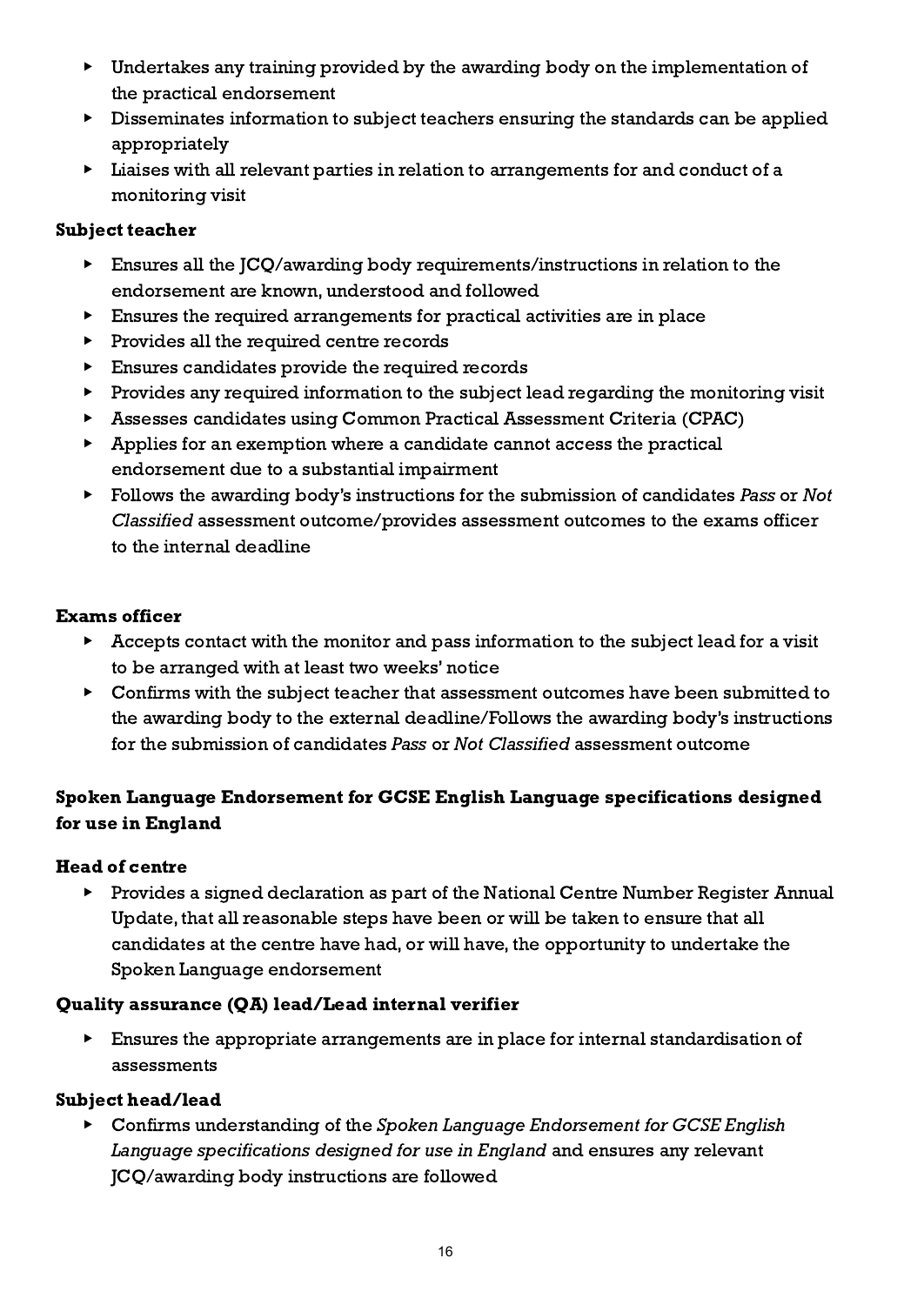- Undertakes any training provided by the awarding body on the implementation of the practical endorsement
- Disseminates information to subject teachers ensuring the standards can be applied appropriately
- Liaises with all relevant parties in relation to arrangements for and conduct of a monitoring visit

**Subject teacher**

- Ensures all the JCQ/awarding body requirements/instructions in relation to the endorsement are known, understood and followed
- Ensures the required arrangements for practical activities are in place
- Provides all the required centre records
- Ensures candidates provide the required records
- Provides any required information to the subject lead regarding the monitoring visit
- Assesses candidates using Common Practical Assessment Criteria (CPAC)
- Applies for an exemption where a candidate cannot access the practical endorsement due to a substantial impairment
- Follows the awarding body's instructions for the submission of candidates *Pass* or *Not Classified* assessment outcome/provides assessment outcomes to the exams officer to the internal deadline

**Exams officer**

- Accepts contact with the monitor and pass information to the subject lead for a visit to be arranged with at least two weeks' notice
- Confirms with the subject teacher that assessment outcomes have been submitted to the awarding body to the external deadline/Follows the awarding body's instructions for the submission of candidates *Pass* or *Not Classified* assessment outcome

### Spoken Language Endorsement for GCSE English Language specifications designed for use in England

**Head of centre**

- Provides a signed declaration as part of the National Centre Number Register Annual Update, that all reasonable steps have been or will be taken to ensure that all candidates at the centre have had, or will have, the opportunity to undertake the Spoken Language endorsement

**Quality assurance (QA) lead/Lead internal verifier**

- Ensures the appropriate arrangements are in place for internal standardisation of assessments

**Subject head/lead**

- Confirms understanding of the *Spoken Language Endorsement for GCSE English Language specifications designed for use in England* and ensures any relevant JCQ/awarding body instructions are followed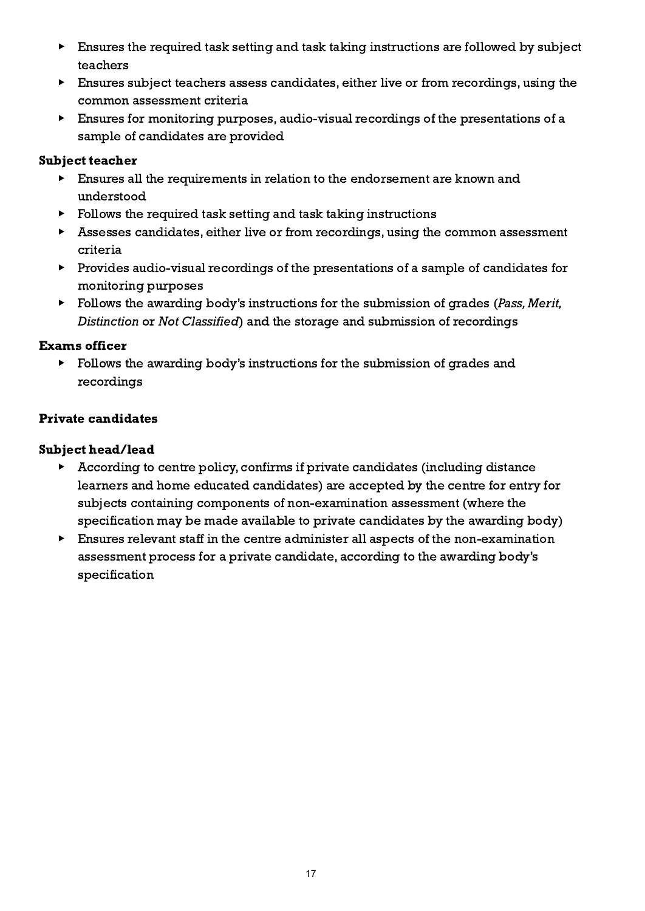- Ensures the required task setting and task taking instructions are followed by subject teachers
- Ensures subject teachers assess candidates, either live or from recordings, using the common assessment criteria
- Ensures for monitoring purposes, audio-visual recordings of the presentations of a sample of candidates are provided

**Subject teacher**

- Ensures all the requirements in relation to the endorsement are known and understood
- Follows the required task setting and task taking instructions
- Assesses candidates, either live or from recordings, using the common assessment criteria
- Provides audio-visual recordings of the presentations of a sample of candidates for monitoring purposes
- Follows the awarding body's instructions for the submission of grades (*Pass, Merit, Distinction* or *Not Classified*) and the storage and submission of recordings

**Exams officer**

- Follows the awarding body's instructions for the submission of grades and recordings

**Private candidates**

**Subject head/lead**

- According to centre policy, confirms if private candidates (including distance learners and home educated candidates) are accepted by the centre for entry for subjects containing components of non-examination assessment (where the specification may be made available to private candidates by the awarding body)
- Ensures relevant staff in the centre administer all aspects of the non-examination assessment process for a private candidate, according to the awarding body's specification